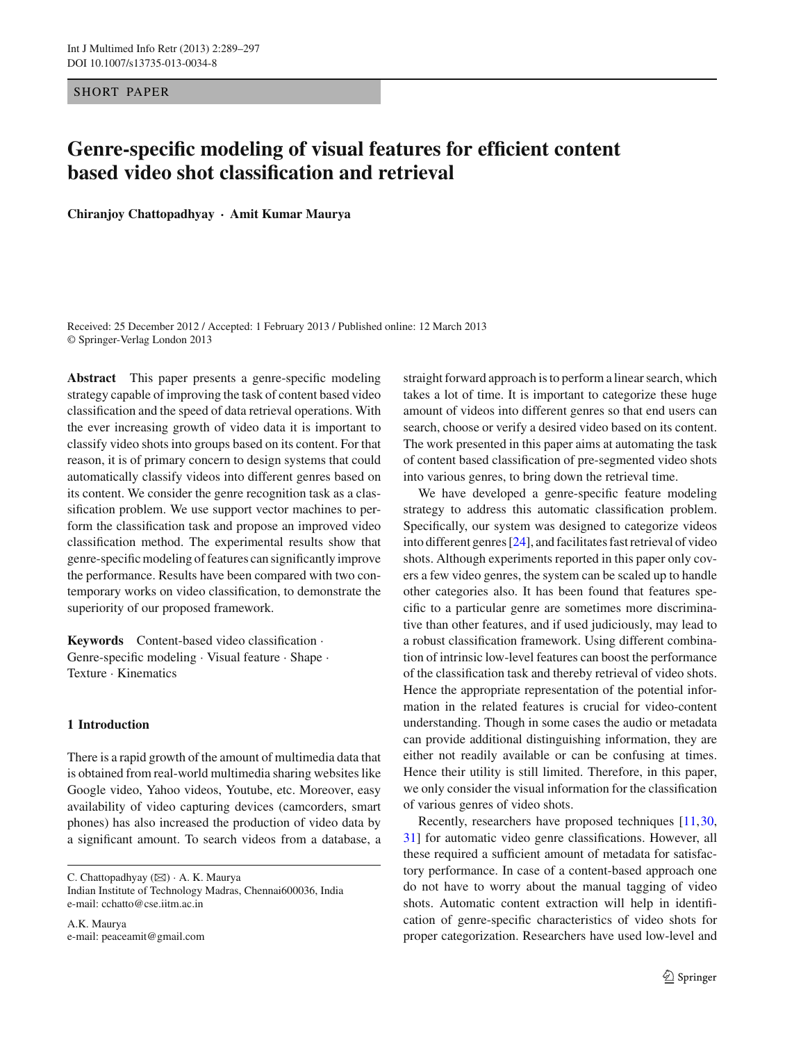SHORT PAPER

# Genre-specific modeling of visual features for efficient content based video shot classification and retrieval

**Chiranjoy Chattopadhyay · Amit Kumar Maurya**

Received: 25 December 2012 / Accepted: 1 February 2013 / Published online: 12 March 2013
© Springer-Verlag London 2013

**Abstract** This paper presents a genre-specific modeling strategy capable of improving the task of content based video classification and the speed of data retrieval operations. With the ever increasing growth of video data it is important to classify video shots into groups based on its content. For that reason, it is of primary concern to design systems that could automatically classify videos into different genres based on its content. We consider the genre recognition task as a classification problem. We use support vector machines to perform the classification task and propose an improved video classification method. The experimental results show that genre-specific modeling of features can significantly improve the performance. Results have been compared with two contemporary works on video classification, to demonstrate the superiority of our proposed framework.

**Keywords** Content-based video classification · Genre-specific modeling · Visual feature · Shape · Texture · Kinematics

## 1 Introduction

There is a rapid growth of the amount of multimedia data that is obtained from real-world multimedia sharing websites like Google video, Yahoo videos, Youtube, etc. Moreover, easy availability of video capturing devices (camcorders, smart phones) has also increased the production of video data by a significant amount. To search videos from a database, a straight forward approach is to perform a linear search, which takes a lot of time. It is important to categorize these huge amount of videos into different genres so that end users can search, choose or verify a desired video based on its content. The work presented in this paper aims at automating the task of content based classification of pre-segmented video shots into various genres, to bring down the retrieval time.

We have developed a genre-specific feature modeling strategy to address this automatic classification problem. Specifically, our system was designed to categorize videos into different genres [24], and facilitates fast retrieval of video shots. Although experiments reported in this paper only covers a few video genres, the system can be scaled up to handle other categories also. It has been found that features specific to a particular genre are sometimes more discriminative than other features, and if used judiciously, may lead to a robust classification framework. Using different combination of intrinsic low-level features can boost the performance of the classification task and thereby retrieval of video shots. Hence the appropriate representation of the potential information in the related features is crucial for video-content understanding. Though in some cases the audio or metadata can provide additional distinguishing information, they are either not readily available or can be confusing at times. Hence their utility is still limited. Therefore, in this paper, we only consider the visual information for the classification of various genres of video shots.

Recently, researchers have proposed techniques [11,30,31] for automatic video genre classifications. However, all these required a sufficient amount of metadata for satisfactory performance. In case of a content-based approach one do not have to worry about the manual tagging of video shots. Automatic content extraction will help in identification of genre-specific characteristics of video shots for proper categorization. Researchers have used low-level and

C. Chattopadhyay (✉) · A. K. Maurya
Indian Institute of Technology Madras, Chennai600036, India
e-mail: cchatto@cse.iitm.ac.in

A.K. Maurya
e-mail: peaceamit@gmail.com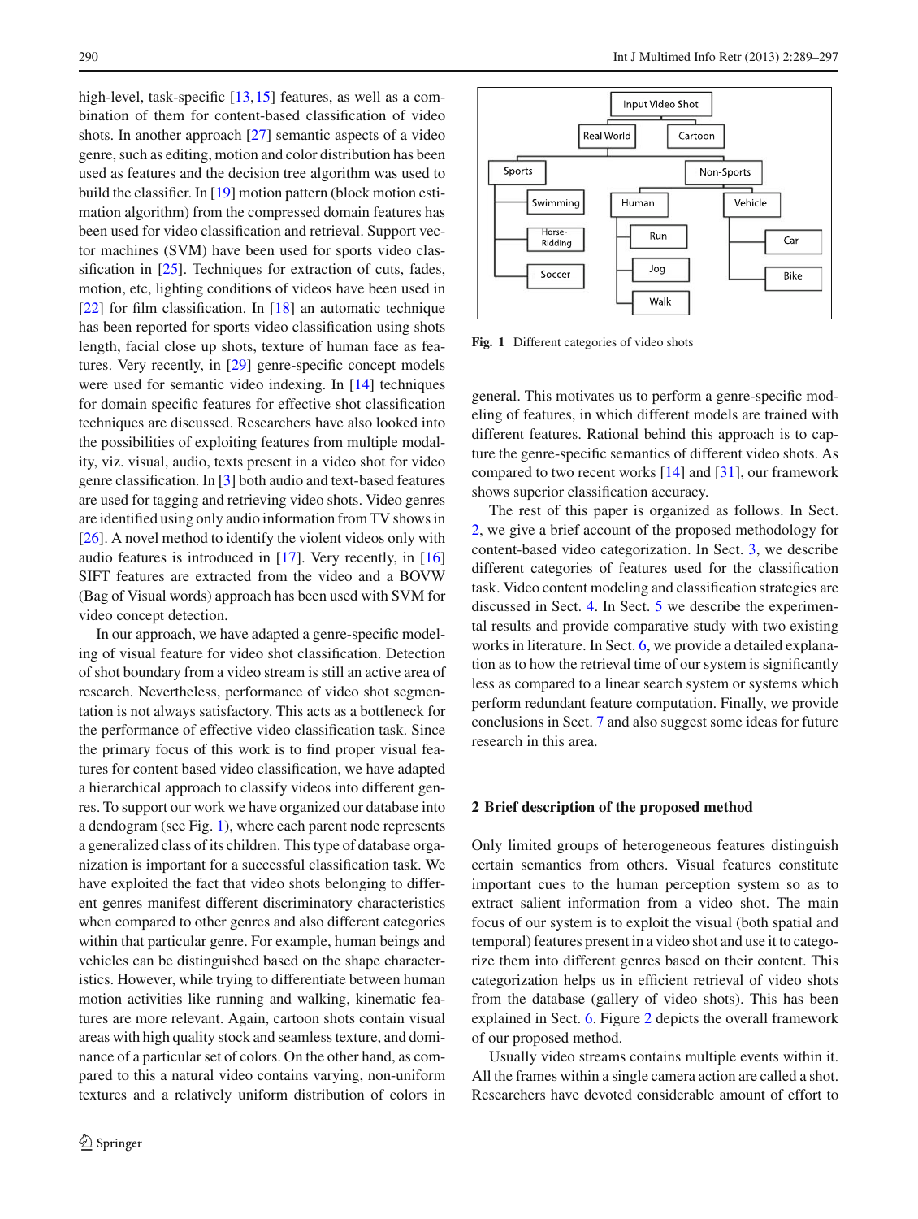high-level, task-specific [13,15] features, as well as a combination of them for content-based classification of video shots. In another approach [27] semantic aspects of a video genre, such as editing, motion and color distribution has been used as features and the decision tree algorithm was used to build the classifier. In [19] motion pattern (block motion estimation algorithm) from the compressed domain features has been used for video classification and retrieval. Support vector machines (SVM) have been used for sports video classification in [25]. Techniques for extraction of cuts, fades, motion, etc, lighting conditions of videos have been used in [22] for film classification. In [18] an automatic technique has been reported for sports video classification using shots length, facial close up shots, texture of human face as features. Very recently, in [29] genre-specific concept models were used for semantic video indexing. In [14] techniques for domain specific features for effective shot classification techniques are discussed. Researchers have also looked into the possibilities of exploiting features from multiple modality, viz. visual, audio, texts present in a video shot for video genre classification. In [3] both audio and text-based features are used for tagging and retrieving video shots. Video genres are identified using only audio information from TV shows in [26]. A novel method to identify the violent videos only with audio features is introduced in [17]. Very recently, in [16] SIFT features are extracted from the video and a BOVW (Bag of Visual words) approach has been used with SVM for video concept detection.

In our approach, we have adapted a genre-specific modeling of visual feature for video shot classification. Detection of shot boundary from a video stream is still an active area of research. Nevertheless, performance of video shot segmentation is not always satisfactory. This acts as a bottleneck for the performance of effective video classification task. Since the primary focus of this work is to find proper visual features for content based video classification, we have adapted a hierarchical approach to classify videos into different genres. To support our work we have organized our database into a dendogram (see Fig. 1), where each parent node represents a generalized class of its children. This type of database organization is important for a successful classification task. We have exploited the fact that video shots belonging to different genres manifest different discriminatory characteristics when compared to other genres and also different categories within that particular genre. For example, human beings and vehicles can be distinguished based on the shape characteristics. However, while trying to differentiate between human motion activities like running and walking, kinematic features are more relevant. Again, cartoon shots contain visual areas with high quality stock and seamless texture, and dominance of a particular set of colors. On the other hand, as compared to this a natural video contains varying, non-uniform textures and a relatively uniform distribution of colors in general. This motivates us to perform a genre-specific modeling of features, in which different models are trained with different features. Rational behind this approach is to capture the genre-specific semantics of different video shots. As compared to two recent works [14] and [31], our framework shows superior classification accuracy.

Input Video Shot
Real World
Cartoon
Sports
Non-Sports
Swimming
Horse-Ridding
Soccer
Human
Run
Jog
Walk
Vehicle
Car
Bike

**Fig. 1** Different categories of video shots

The rest of this paper is organized as follows. In Sect. 2, we give a brief account of the proposed methodology for content-based video categorization. In Sect. 3, we describe different categories of features used for the classification task. Video content modeling and classification strategies are discussed in Sect. 4. In Sect. 5 we describe the experimental results and provide comparative study with two existing works in literature. In Sect. 6, we provide a detailed explanation as to how the retrieval time of our system is significantly less as compared to a linear search system or systems which perform redundant feature computation. Finally, we provide conclusions in Sect. 7 and also suggest some ideas for future research in this area.

## 2 Brief description of the proposed method

Only limited groups of heterogeneous features distinguish certain semantics from others. Visual features constitute important cues to the human perception system so as to extract salient information from a video shot. The main focus of our system is to exploit the visual (both spatial and temporal) features present in a video shot and use it to categorize them into different genres based on their content. This categorization helps us in efficient retrieval of video shots from the database (gallery of video shots). This has been explained in Sect. 6. Figure 2 depicts the overall framework of our proposed method.

Usually video streams contains multiple events within it. All the frames within a single camera action are called a shot. Researchers have devoted considerable amount of effort to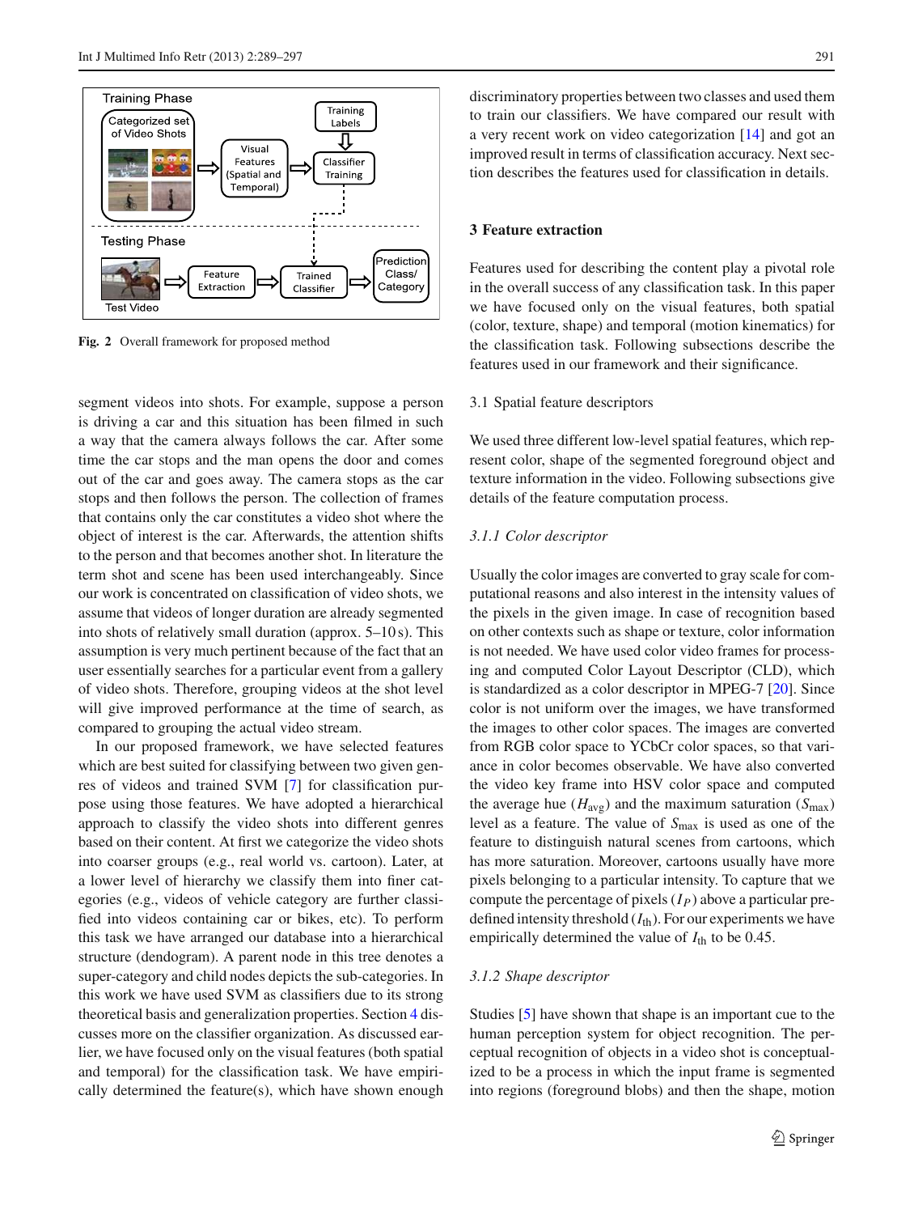Training Phase

Categorized set of Video Shots

Visual Features (Spatial and Temporal)

Training Labels

Classifier Training

Testing Phase

Test Video

Feature Extraction

Trained Classifier

Prediction Class/ Category

**Fig. 2** Overall framework for proposed method

segment videos into shots. For example, suppose a person is driving a car and this situation has been filmed in such a way that the camera always follows the car. After some time the car stops and the man opens the door and comes out of the car and goes away. The camera stops as the car stops and then follows the person. The collection of frames that contains only the car constitutes a video shot where the object of interest is the car. Afterwards, the attention shifts to the person and that becomes another shot. In literature the term shot and scene has been used interchangeably. Since our work is concentrated on classification of video shots, we assume that videos of longer duration are already segmented into shots of relatively small duration (approx. 5–10 s). This assumption is very much pertinent because of the fact that an user essentially searches for a particular event from a gallery of video shots. Therefore, grouping videos at the shot level will give improved performance at the time of search, as compared to grouping the actual video stream.

In our proposed framework, we have selected features which are best suited for classifying between two given genres of videos and trained SVM [7] for classification purpose using those features. We have adopted a hierarchical approach to classify the video shots into different genres based on their content. At first we categorize the video shots into coarser groups (e.g., real world vs. cartoon). Later, at a lower level of hierarchy we classify them into finer categories (e.g., videos of vehicle category are further classified into videos containing car or bikes, etc). To perform this task we have arranged our database into a hierarchical structure (dendogram). A parent node in this tree denotes a super-category and child nodes depicts the sub-categories. In this work we have used SVM as classifiers due to its strong theoretical basis and generalization properties. Section 4 discusses more on the classifier organization. As discussed earlier, we have focused only on the visual features (both spatial and temporal) for the classification task. We have empirically determined the feature(s), which have shown enough discriminatory properties between two classes and used them to train our classifiers. We have compared our result with a very recent work on video categorization [14] and got an improved result in terms of classification accuracy. Next section describes the features used for classification in details.

## 3 Feature extraction

Features used for describing the content play a pivotal role in the overall success of any classification task. In this paper we have focused only on the visual features, both spatial (color, texture, shape) and temporal (motion kinematics) for the classification task. Following subsections describe the features used in our framework and their significance.

### 3.1 Spatial feature descriptors

We used three different low-level spatial features, which represent color, shape of the segmented foreground object and texture information in the video. Following subsections give details of the feature computation process.

#### *3.1.1 Color descriptor*

Usually the color images are converted to gray scale for computational reasons and also interest in the intensity values of the pixels in the given image. In case of recognition based on other contexts such as shape or texture, color information is not needed. We have used color video frames for processing and computed Color Layout Descriptor (CLD), which is standardized as a color descriptor in MPEG-7 [20]. Since color is not uniform over the images, we have transformed the images to other color spaces. The images are converted from RGB color space to YCbCr color spaces, so that variance in color becomes observable. We have also converted the video key frame into HSV color space and computed the average hue ($H_{\text{avg}}$) and the maximum saturation ($S_{\max}$) level as a feature. The value of $S_{\max}$ is used as one of the feature to distinguish natural scenes from cartoons, which has more saturation. Moreover, cartoons usually have more pixels belonging to a particular intensity. To capture that we compute the percentage of pixels ($I_P$) above a particular predefined intensity threshold ($I_{\text{th}}$). For our experiments we have empirically determined the value of $I_{\text{th}}$ to be 0.45.

#### *3.1.2 Shape descriptor*

Studies [5] have shown that shape is an important cue to the human perception system for object recognition. The perceptual recognition of objects in a video shot is conceptualized to be a process in which the input frame is segmented into regions (foreground blobs) and then the shape, motion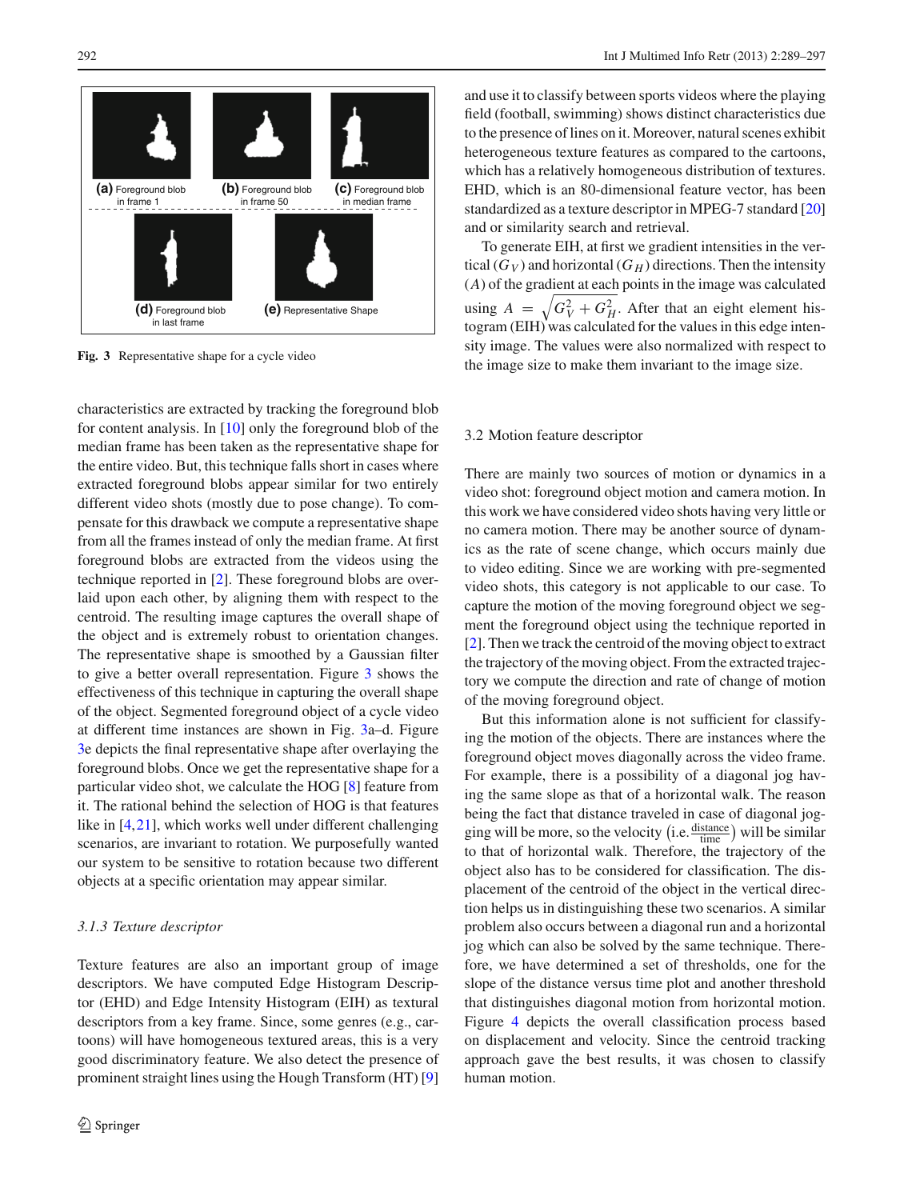(a) Foreground blob in frame 1 (b) Foreground blob in frame 50 (c) Foreground blob in median frame

(d) Foreground blob in last frame (e) Representative Shape

**Fig. 3** Representative shape for a cycle video

characteristics are extracted by tracking the foreground blob for content analysis. In [10] only the foreground blob of the median frame has been taken as the representative shape for the entire video. But, this technique falls short in cases where extracted foreground blobs appear similar for two entirely different video shots (mostly due to pose change). To compensate for this drawback we compute a representative shape from all the frames instead of only the median frame. At first foreground blobs are extracted from the videos using the technique reported in [2]. These foreground blobs are overlaid upon each other, by aligning them with respect to the centroid. The resulting image captures the overall shape of the object and is extremely robust to orientation changes. The representative shape is smoothed by a Gaussian filter to give a better overall representation. Figure 3 shows the effectiveness of this technique in capturing the overall shape of the object. Segmented foreground object of a cycle video at different time instances are shown in Fig. 3a–d. Figure 3e depicts the final representative shape after overlaying the foreground blobs. Once we get the representative shape for a particular video shot, we calculate the HOG [8] feature from it. The rational behind the selection of HOG is that features like in [4,21], which works well under different challenging scenarios, are invariant to rotation. We purposefully wanted our system to be sensitive to rotation because two different objects at a specific orientation may appear similar.

### *3.1.3 Texture descriptor*

Texture features are also an important group of image descriptors. We have computed Edge Histogram Descriptor (EHD) and Edge Intensity Histogram (EIH) as textural descriptors from a key frame. Since, some genres (e.g., cartoons) will have homogeneous textured areas, this is a very good discriminatory feature. We also detect the presence of prominent straight lines using the Hough Transform (HT) [9] and use it to classify between sports videos where the playing field (football, swimming) shows distinct characteristics due to the presence of lines on it. Moreover, natural scenes exhibit heterogeneous texture features as compared to the cartoons, which has a relatively homogeneous distribution of textures. EHD, which is an 80-dimensional feature vector, has been standardized as a texture descriptor in MPEG-7 standard [20] and or similarity search and retrieval.

To generate EIH, at first we gradient intensities in the vertical ($G_V$) and horizontal ($G_H$) directions. Then the intensity ($A$) of the gradient at each points in the image was calculated using $A = \sqrt{G_V^2 + G_H^2}$. After that an eight element histogram (EIH) was calculated for the values in this edge intensity image. The values were also normalized with respect to the image size to make them invariant to the image size.

### 3.2 Motion feature descriptor

There are mainly two sources of motion or dynamics in a video shot: foreground object motion and camera motion. In this work we have considered video shots having very little or no camera motion. There may be another source of dynamics as the rate of scene change, which occurs mainly due to video editing. Since we are working with pre-segmented video shots, this category is not applicable to our case. To capture the motion of the moving foreground object we segment the foreground object using the technique reported in [2]. Then we track the centroid of the moving object to extract the trajectory of the moving object. From the extracted trajectory we compute the direction and rate of change of motion of the moving foreground object.

But this information alone is not sufficient for classifying the motion of the objects. There are instances where the foreground object moves diagonally across the video frame. For example, there is a possibility of a diagonal jog having the same slope as that of a horizontal walk. The reason being the fact that distance traveled in case of diagonal jogging will be more, so the velocity $\left(\text{i.e.} \frac{\text{distance}}{\text{time}}\right)$ will be similar to that of horizontal walk. Therefore, the trajectory of the object also has to be considered for classification. The displacement of the centroid of the object in the vertical direction helps us in distinguishing these two scenarios. A similar problem also occurs between a diagonal run and a horizontal jog which can also be solved by the same technique. Therefore, we have determined a set of thresholds, one for the slope of the distance versus time plot and another threshold that distinguishes diagonal motion from horizontal motion. Figure 4 depicts the overall classification process based on displacement and velocity. Since the centroid tracking approach gave the best results, it was chosen to classify human motion.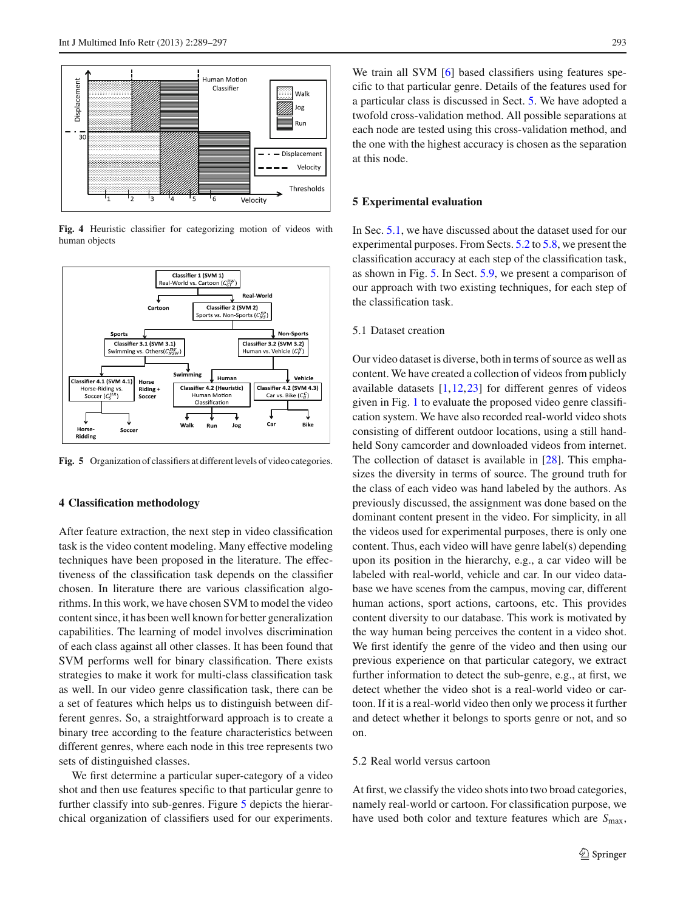Fig. 4 Heuristic classifier for categorizing motion of videos with human objects

Fig. 5 Organization of classifiers at different levels of video categories.

## 4 Classification methodology

After feature extraction, the next step in video classification task is the video content modeling. Many effective modeling techniques have been proposed in the literature. The effectiveness of the classification task depends on the classifier chosen. In literature there are various classification algorithms. In this work, we have chosen SVM to model the video content since, it has been well known for better generalization capabilities. The learning of model involves discrimination of each class against all other classes. It has been found that SVM performs well for binary classification. There exists strategies to make it work for multi-class classification task as well. In our video genre classification task, there can be a set of features which helps us to distinguish between different genres. So, a straightforward approach is to create a binary tree according to the feature characteristics between different genres, where each node in this tree represents two sets of distinguished classes.

We first determine a particular super-category of a video shot and then use features specific to that particular genre to further classify into sub-genres. Figure 5 depicts the hierarchical organization of classifiers used for our experiments. We train all SVM [6] based classifiers using features specific to that particular genre. Details of the features used for a particular class is discussed in Sect. 5. We have adopted a twofold cross-validation method. All possible separations at each node are tested using this cross-validation method, and the one with the highest accuracy is chosen as the separation at this node.

## 5 Experimental evaluation

In Sec. 5.1, we have discussed about the dataset used for our experimental purposes. From Sects. 5.2 to 5.8, we present the classification accuracy at each step of the classification task, as shown in Fig. 5. In Sect. 5.9, we present a comparison of our approach with two existing techniques, for each step of the classification task.

### 5.1 Dataset creation

Our video dataset is diverse, both in terms of source as well as content. We have created a collection of videos from publicly available datasets [1,12,23] for different genres of videos given in Fig. 1 to evaluate the proposed video genre classification system. We have also recorded real-world video shots consisting of different outdoor locations, using a still handheld Sony camcorder and downloaded videos from internet. The collection of dataset is available in [28]. This emphasizes the diversity in terms of source. The ground truth for the class of each video was hand labeled by the authors. As previously discussed, the assignment was done based on the dominant content present in the video. For simplicity, in all the videos used for experimental purposes, there is only one content. Thus, each video will have genre label(s) depending upon its position in the hierarchy, e.g., a car video will be labeled with real-world, vehicle and car. In our video database we have scenes from the campus, moving car, different human actions, sport actions, cartoons, etc. This provides content diversity to our database. This work is motivated by the way human being perceives the content in a video shot. We first identify the genre of the video and then using our previous experience on that particular category, we extract further information to detect the sub-genre, e.g., at first, we detect whether the video shot is a real-world video or cartoon. If it is a real-world video then only we process it further and detect whether it belongs to sports genre or not, and so on.

### 5.2 Real world versus cartoon

At first, we classify the video shots into two broad categories, namely real-world or cartoon. For classification purpose, we have used both color and texture features which are $S_{\max}$,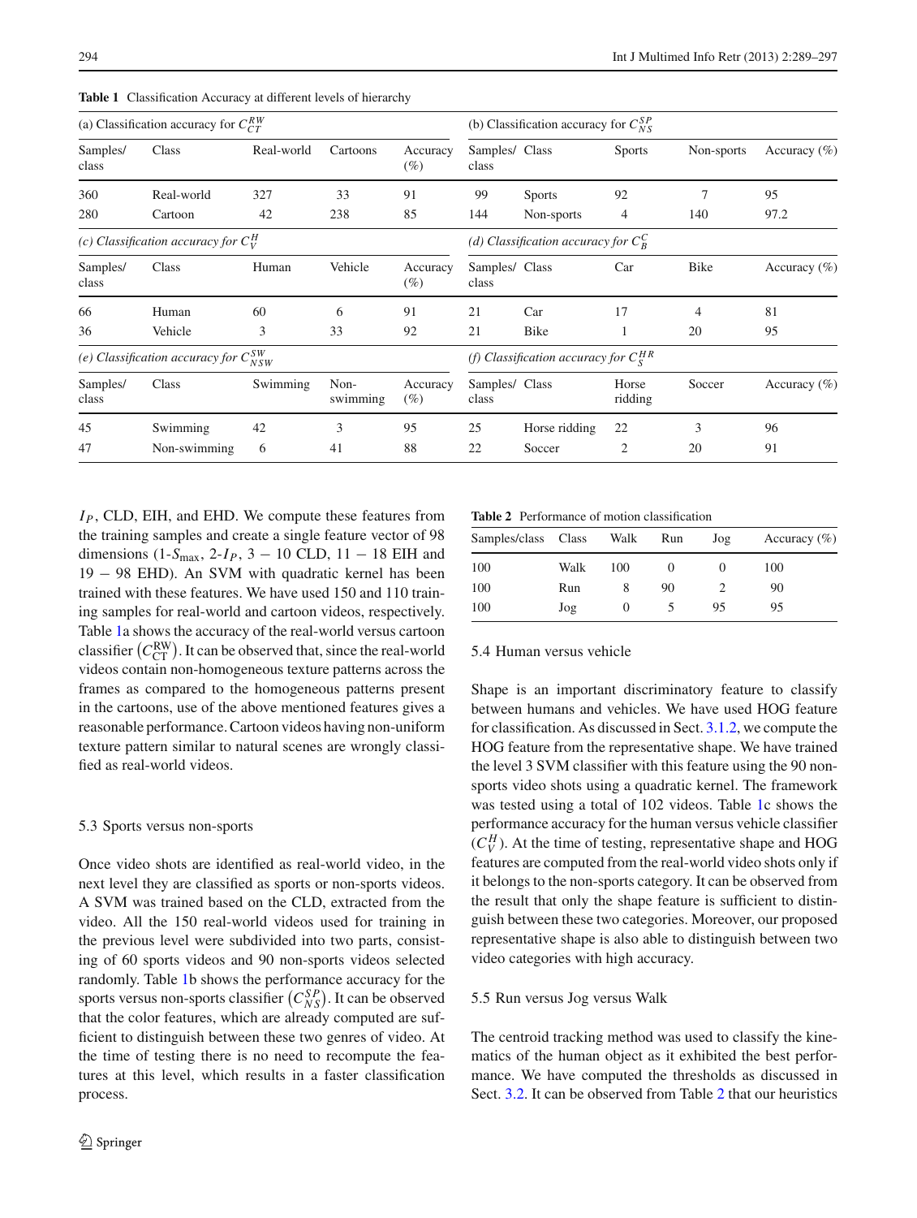**Table 1** Classification Accuracy at different levels of hierarchy

(a) Classification accuracy for $C_{CT}^{RW}$

| Samples/class | Class | Real-world | Cartoons | Accuracy (%) |
|---|---|---|---|---|
| 360 | Real-world | 327 | 33 | 91 |
| 280 | Cartoon | 42 | 238 | 85 |

(b) Classification accuracy for $C_{NS}^{SP}$

| Samples/class | Class | Sports | Non-sports | Accuracy (%) |
|---|---|---|---|---|
| 99 | Sports | 92 | 7 | 95 |
| 144 | Non-sports | 4 | 140 | 97.2 |

*(c) Classification accuracy for $C_V^H$*

| Samples/class | Class | Human | Vehicle | Accuracy (%) |
|---|---|---|---|---|
| 66 | Human | 60 | 6 | 91 |
| 36 | Vehicle | 3 | 33 | 92 |

*(d) Classification accuracy for $C_B^C$*

| Samples/class | Class | Car | Bike | Accuracy (%) |
|---|---|---|---|---|
| 21 | Car | 17 | 4 | 81 |
| 21 | Bike | 1 | 20 | 95 |

*(e) Classification accuracy for $C_{NSW}^{SW}$*

| Samples/class | Class | Swimming | Non-swimming | Accuracy (%) |
|---|---|---|---|---|
| 45 | Swimming | 42 | 3 | 95 |
| 47 | Non-swimming | 6 | 41 | 88 |

*(f) Classification accuracy for $C_S^{HR}$*

| Samples/class | Class | Horse ridding | Soccer | Accuracy (%) |
|---|---|---|---|---|
| 25 | Horse ridding | 22 | 3 | 96 |
| 22 | Soccer | 2 | 20 | 91 |

$I_P$, CLD, EIH, and EHD. We compute these features from the training samples and create a single feature vector of 98 dimensions (1-$S_{\max}$, 2-$I_P$, 3 − 10 CLD, 11 − 18 EIH and 19 − 98 EHD). An SVM with quadratic kernel has been trained with these features. We have used 150 and 110 training samples for real-world and cartoon videos, respectively. Table 1a shows the accuracy of the real-world versus cartoon classifier ($C_{\text{CT}}^{\text{RW}}$). It can be observed that, since the real-world videos contain non-homogeneous texture patterns across the frames as compared to the homogeneous patterns present in the cartoons, use of the above mentioned features gives a reasonable performance. Cartoon videos having non-uniform texture pattern similar to natural scenes are wrongly classified as real-world videos.

### 5.3 Sports versus non-sports

Once video shots are identified as real-world video, in the next level they are classified as sports or non-sports videos. A SVM was trained based on the CLD, extracted from the video. All the 150 real-world videos used for training in the previous level were subdivided into two parts, consisting of 60 sports videos and 90 non-sports videos selected randomly. Table 1b shows the performance accuracy for the sports versus non-sports classifier ($C_{NS}^{SP}$). It can be observed that the color features, which are already computed are sufficient to distinguish between these two genres of video. At the time of testing there is no need to recompute the features at this level, which results in a faster classification process.

**Table 2** Performance of motion classification

| Samples/class | Class | Walk | Run | Jog | Accuracy (%) |
|---|---|---|---|---|---|
| 100 | Walk | 100 | 0 | 0 | 100 |
| 100 | Run | 8 | 90 | 2 | 90 |
| 100 | Jog | 0 | 5 | 95 | 95 |

### 5.4 Human versus vehicle

Shape is an important discriminatory feature to classify between humans and vehicles. We have used HOG feature for classification. As discussed in Sect. 3.1.2, we compute the HOG feature from the representative shape. We have trained the level 3 SVM classifier with this feature using the 90 non-sports video shots using a quadratic kernel. The framework was tested using a total of 102 videos. Table 1c shows the performance accuracy for the human versus vehicle classifier ($C_V^H$). At the time of testing, representative shape and HOG features are computed from the real-world video shots only if it belongs to the non-sports category. It can be observed from the result that only the shape feature is sufficient to distinguish between these two categories. Moreover, our proposed representative shape is also able to distinguish between two video categories with high accuracy.

### 5.5 Run versus Jog versus Walk

The centroid tracking method was used to classify the kinematics of the human object as it exhibited the best performance. We have computed the thresholds as discussed in Sect. 3.2. It can be observed from Table 2 that our heuristics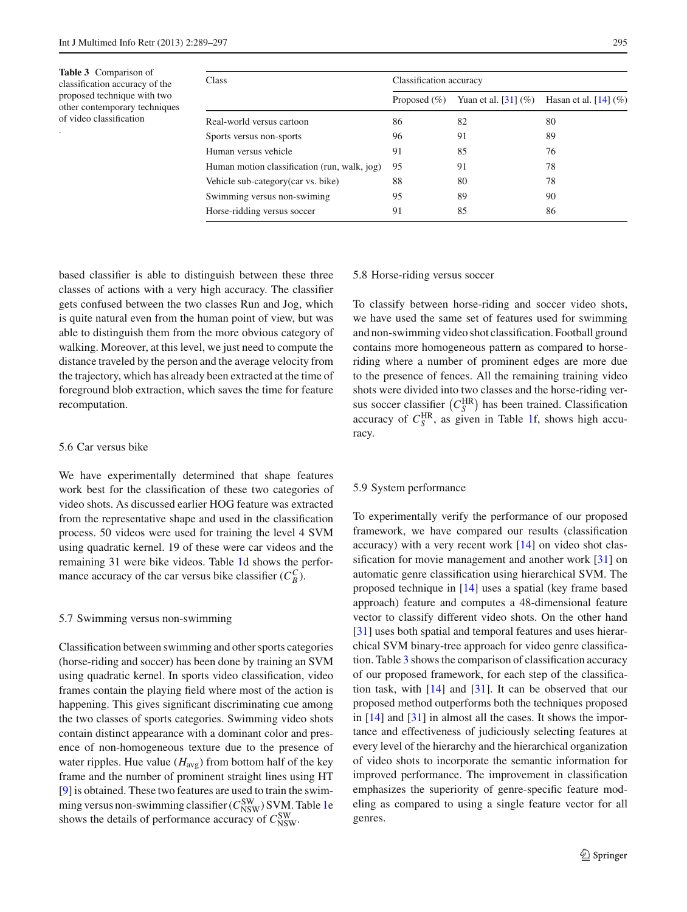**Table 3** Comparison of classification accuracy of the proposed technique with two other contemporary techniques of video classification

| Class | Classification accuracy | | |
|---|---|---|---|
| | Proposed (%) | Yuan et al. [31] (%) | Hasan et al. [14] (%) |
| Real-world versus cartoon | 86 | 82 | 80 |
| Sports versus non-sports | 96 | 91 | 89 |
| Human versus vehicle | 91 | 85 | 76 |
| Human motion classification (run, walk, jog) | 95 | 91 | 78 |
| Vehicle sub-category(car vs. bike) | 88 | 80 | 78 |
| Swimming versus non-swiming | 95 | 89 | 90 |
| Horse-ridding versus soccer | 91 | 85 | 86 |

based classifier is able to distinguish between these three classes of actions with a very high accuracy. The classifier gets confused between the two classes Run and Jog, which is quite natural even from the human point of view, but was able to distinguish them from the more obvious category of walking. Moreover, at this level, we just need to compute the distance traveled by the person and the average velocity from the trajectory, which has already been extracted at the time of foreground blob extraction, which saves the time for feature recomputation.

### 5.6 Car versus bike

We have experimentally determined that shape features work best for the classification of these two categories of video shots. As discussed earlier HOG feature was extracted from the representative shape and used in the classification process. 50 videos were used for training the level 4 SVM using quadratic kernel. 19 of these were car videos and the remaining 31 were bike videos. Table 1d shows the performance accuracy of the car versus bike classifier ($C_B^C$).

### 5.7 Swimming versus non-swimming

Classification between swimming and other sports categories (horse-riding and soccer) has been done by training an SVM using quadratic kernel. In sports video classification, video frames contain the playing field where most of the action is happening. This gives significant discriminating cue among the two classes of sports categories. Swimming video shots contain distinct appearance with a dominant color and presence of non-homogeneous texture due to the presence of water ripples. Hue value ($H_{\text{avg}}$) from bottom half of the key frame and the number of prominent straight lines using HT [9] is obtained. These two features are used to train the swimming versus non-swimming classifier ($C_{\text{NSW}}^{\text{SW}}$) SVM. Table 1e shows the details of performance accuracy of $C_{\text{NSW}}^{\text{SW}}$.

### 5.8 Horse-riding versus soccer

To classify between horse-riding and soccer video shots, we have used the same set of features used for swimming and non-swimming video shot classification. Football ground contains more homogeneous pattern as compared to horse-riding where a number of prominent edges are more due to the presence of fences. All the remaining training video shots were divided into two classes and the horse-riding versus soccer classifier $\left(C_S^{\text{HR}}\right)$ has been trained. Classification accuracy of $C_S^{\text{HR}}$, as given in Table 1f, shows high accuracy.

### 5.9 System performance

To experimentally verify the performance of our proposed framework, we have compared our results (classification accuracy) with a very recent work [14] on video shot classification for movie management and another work [31] on automatic genre classification using hierarchical SVM. The proposed technique in [14] uses a spatial (key frame based approach) feature and computes a 48-dimensional feature vector to classify different video shots. On the other hand [31] uses both spatial and temporal features and uses hierarchical SVM binary-tree approach for video genre classification. Table 3 shows the comparison of classification accuracy of our proposed framework, for each step of the classification task, with [14] and [31]. It can be observed that our proposed method outperforms both the techniques proposed in [14] and [31] in almost all the cases. It shows the importance and effectiveness of judiciously selecting features at every level of the hierarchy and the hierarchical organization of video shots to incorporate the semantic information for improved performance. The improvement in classification emphasizes the superiority of genre-specific feature modeling as compared to using a single feature vector for all genres.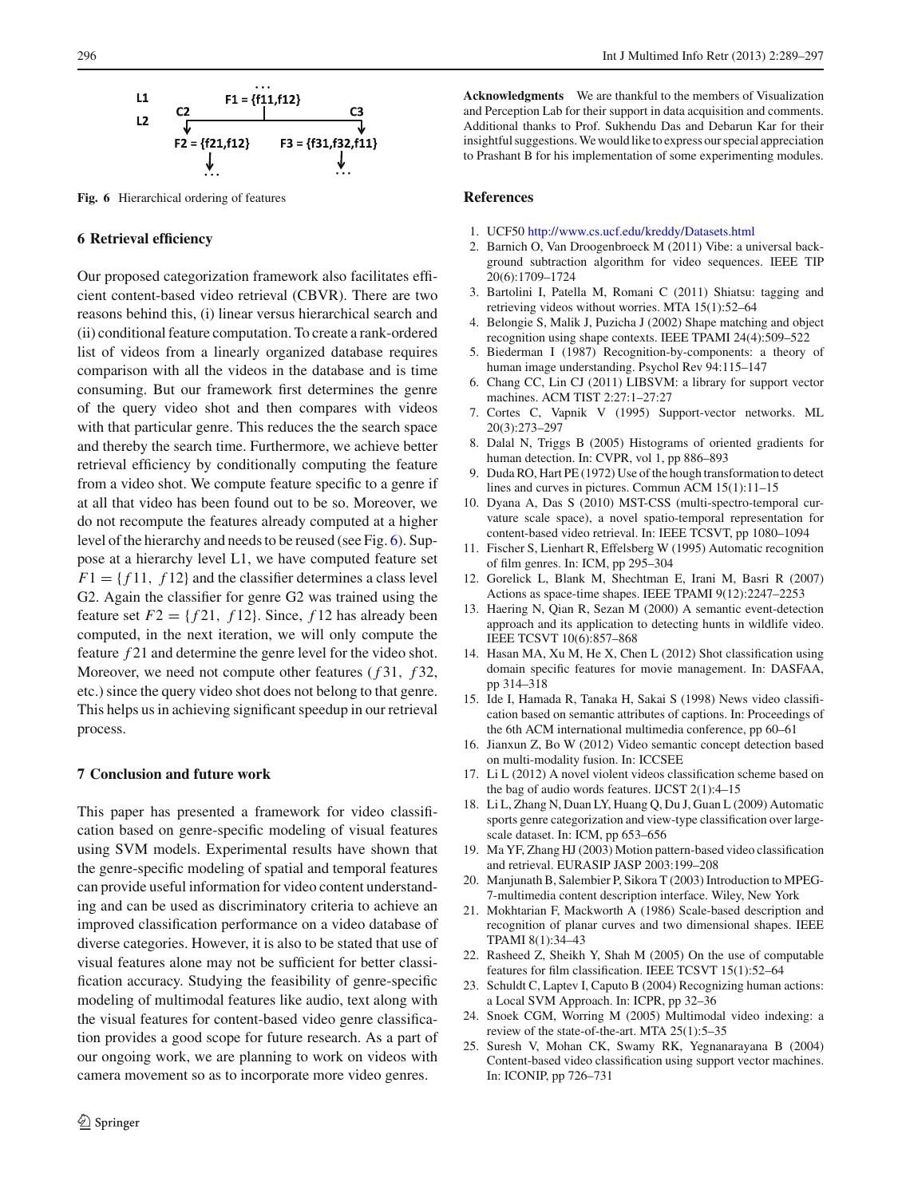L1 ... F1 = {f11,f12}

L2 C2 C3

F2 = {f21,f12} F3 = {f31,f32,f11}

... ...

**Fig. 6** Hierarchical ordering of features

## 6 Retrieval efficiency

Our proposed categorization framework also facilitates efficient content-based video retrieval (CBVR). There are two reasons behind this, (i) linear versus hierarchical search and (ii) conditional feature computation. To create a rank-ordered list of videos from a linearly organized database requires comparison with all the videos in the database and is time consuming. But our framework first determines the genre of the query video shot and then compares with videos with that particular genre. This reduces the the search space and thereby the search time. Furthermore, we achieve better retrieval efficiency by conditionally computing the feature from a video shot. We compute feature specific to a genre if at all that video has been found out to be so. Moreover, we do not recompute the features already computed at a higher level of the hierarchy and needs to be reused (see Fig. 6). Suppose at a hierarchy level L1, we have computed feature set $F1 = \{f11,\ f12\}$ and the classifier determines a class level G2. Again the classifier for genre G2 was trained using the feature set $F2 = \{f21,\ f12\}$. Since, $f12$ has already been computed, in the next iteration, we will only compute the feature $f21$ and determine the genre level for the video shot. Moreover, we need not compute other features ($f31$, $f32$, etc.) since the query video shot does not belong to that genre. This helps us in achieving significant speedup in our retrieval process.

## 7 Conclusion and future work

This paper has presented a framework for video classification based on genre-specific modeling of visual features using SVM models. Experimental results have shown that the genre-specific modeling of spatial and temporal features can provide useful information for video content understanding and can be used as discriminatory criteria to achieve an improved classification performance on a video database of diverse categories. However, it is also to be stated that use of visual features alone may not be sufficient for better classification accuracy. Studying the feasibility of genre-specific modeling of multimodal features like audio, text along with the visual features for content-based video genre classification provides a good scope for future research. As a part of our ongoing work, we are planning to work on videos with camera movement so as to incorporate more video genres.

**Acknowledgments** We are thankful to the members of Visualization and Perception Lab for their support in data acquisition and comments. Additional thanks to Prof. Sukhendu Das and Debarun Kar for their insightful suggestions. We would like to express our special appreciation to Prashant B for his implementation of some experimenting modules.

## References

1. UCF50 http://www.cs.ucf.edu/kreddy/Datasets.html
2. Barnich O, Van Droogenbroeck M (2011) Vibe: a universal background subtraction algorithm for video sequences. IEEE TIP 20(6):1709–1724
3. Bartolini I, Patella M, Romani C (2011) Shiatsu: tagging and retrieving videos without worries. MTA 15(1):52–64
4. Belongie S, Malik J, Puzicha J (2002) Shape matching and object recognition using shape contexts. IEEE TPAMI 24(4):509–522
5. Biederman I (1987) Recognition-by-components: a theory of human image understanding. Psychol Rev 94:115–147
6. Chang CC, Lin CJ (2011) LIBSVM: a library for support vector machines. ACM TIST 2:27:1–27:27
7. Cortes C, Vapnik V (1995) Support-vector networks. ML 20(3):273–297
8. Dalal N, Triggs B (2005) Histograms of oriented gradients for human detection. In: CVPR, vol 1, pp 886–893
9. Duda RO, Hart PE (1972) Use of the hough transformation to detect lines and curves in pictures. Commun ACM 15(1):11–15
10. Dyana A, Das S (2010) MST-CSS (multi-spectro-temporal curvature scale space), a novel spatio-temporal representation for content-based video retrieval. In: IEEE TCSVT, pp 1080–1094
11. Fischer S, Lienhart R, Effelsberg W (1995) Automatic recognition of film genres. In: ICM, pp 295–304
12. Gorelick L, Blank M, Shechtman E, Irani M, Basri R (2007) Actions as space-time shapes. IEEE TPAMI 9(12):2247–2253
13. Haering N, Qian R, Sezan M (2000) A semantic event-detection approach and its application to detecting hunts in wildlife video. IEEE TCSVT 10(6):857–868
14. Hasan MA, Xu M, He X, Chen L (2012) Shot classification using domain specific features for movie management. In: DASFAA, pp 314–318
15. Ide I, Hamada R, Tanaka H, Sakai S (1998) News video classification based on semantic attributes of captions. In: Proceedings of the 6th ACM international multimedia conference, pp 60–61
16. Jianxun Z, Bo W (2012) Video semantic concept detection based on multi-modality fusion. In: ICCSEE
17. Li L (2012) A novel violent videos classification scheme based on the bag of audio words features. IJCST 2(1):4–15
18. Li L, Zhang N, Duan LY, Huang Q, Du J, Guan L (2009) Automatic sports genre categorization and view-type classification over large-scale dataset. In: ICM, pp 653–656
19. Ma YF, Zhang HJ (2003) Motion pattern-based video classification and retrieval. EURASIP JASP 2003:199–208
20. Manjunath B, Salembier P, Sikora T (2003) Introduction to MPEG-7-multimedia content description interface. Wiley, New York
21. Mokhtarian F, Mackworth A (1986) Scale-based description and recognition of planar curves and two dimensional shapes. IEEE TPAMI 8(1):34–43
22. Rasheed Z, Sheikh Y, Shah M (2005) On the use of computable features for film classification. IEEE TCSVT 15(1):52–64
23. Schuldt C, Laptev I, Caputo B (2004) Recognizing human actions: a Local SVM Approach. In: ICPR, pp 32–36
24. Snoek CGM, Worring M (2005) Multimodal video indexing: a review of the state-of-the-art. MTA 25(1):5–35
25. Suresh V, Mohan CK, Swamy RK, Yegnanarayana B (2004) Content-based video classification using support vector machines. In: ICONIP, pp 726–731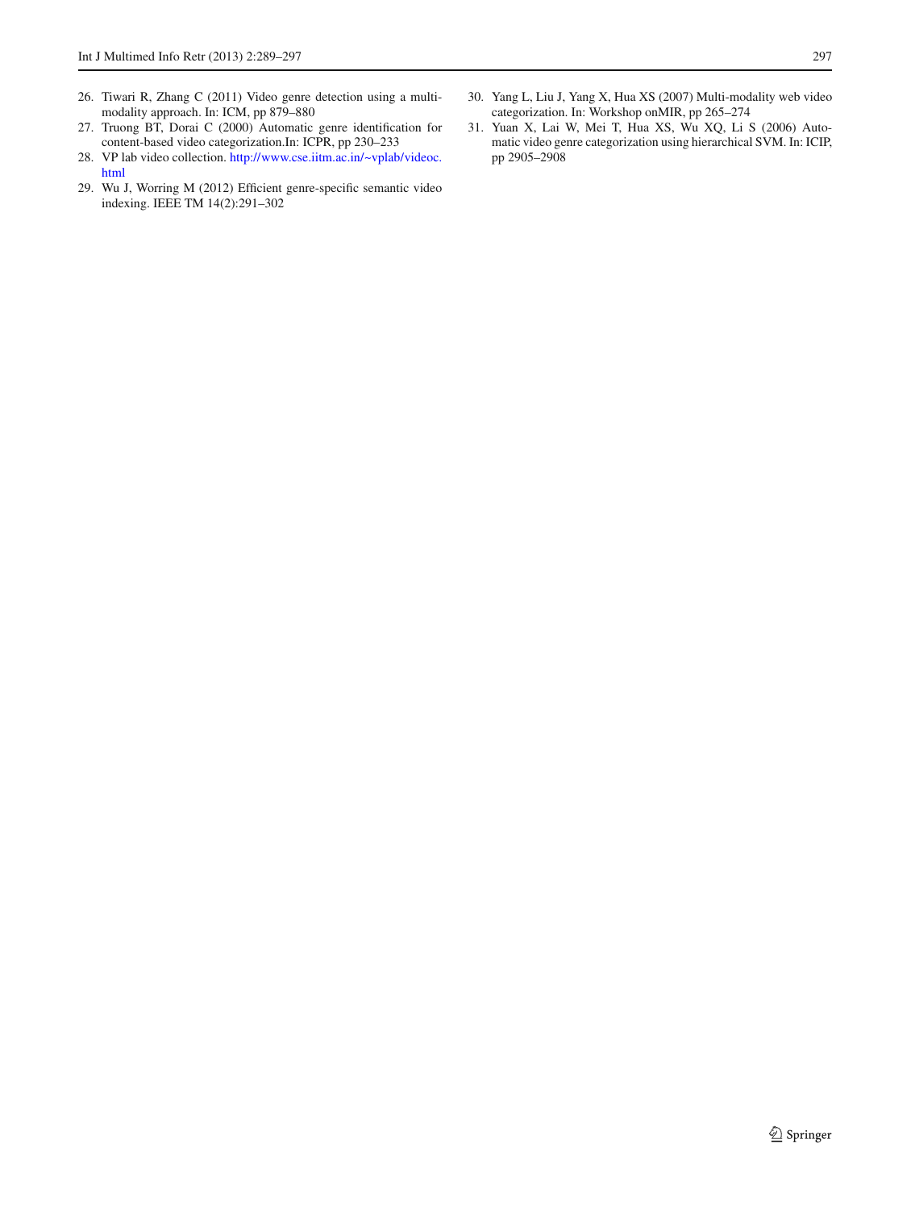26. Tiwari R, Zhang C (2011) Video genre detection using a multi-modality approach. In: ICM, pp 879–880
27. Truong BT, Dorai C (2000) Automatic genre identification for content-based video categorization.In: ICPR, pp 230–233
28. VP lab video collection. http://www.cse.iitm.ac.in/~vplab/videoc.html
29. Wu J, Worring M (2012) Efficient genre-specific semantic video indexing. IEEE TM 14(2):291–302
30. Yang L, Liu J, Yang X, Hua XS (2007) Multi-modality web video categorization. In: Workshop onMIR, pp 265–274
31. Yuan X, Lai W, Mei T, Hua XS, Wu XQ, Li S (2006) Automatic video genre categorization using hierarchical SVM. In: ICIP, pp 2905–2908